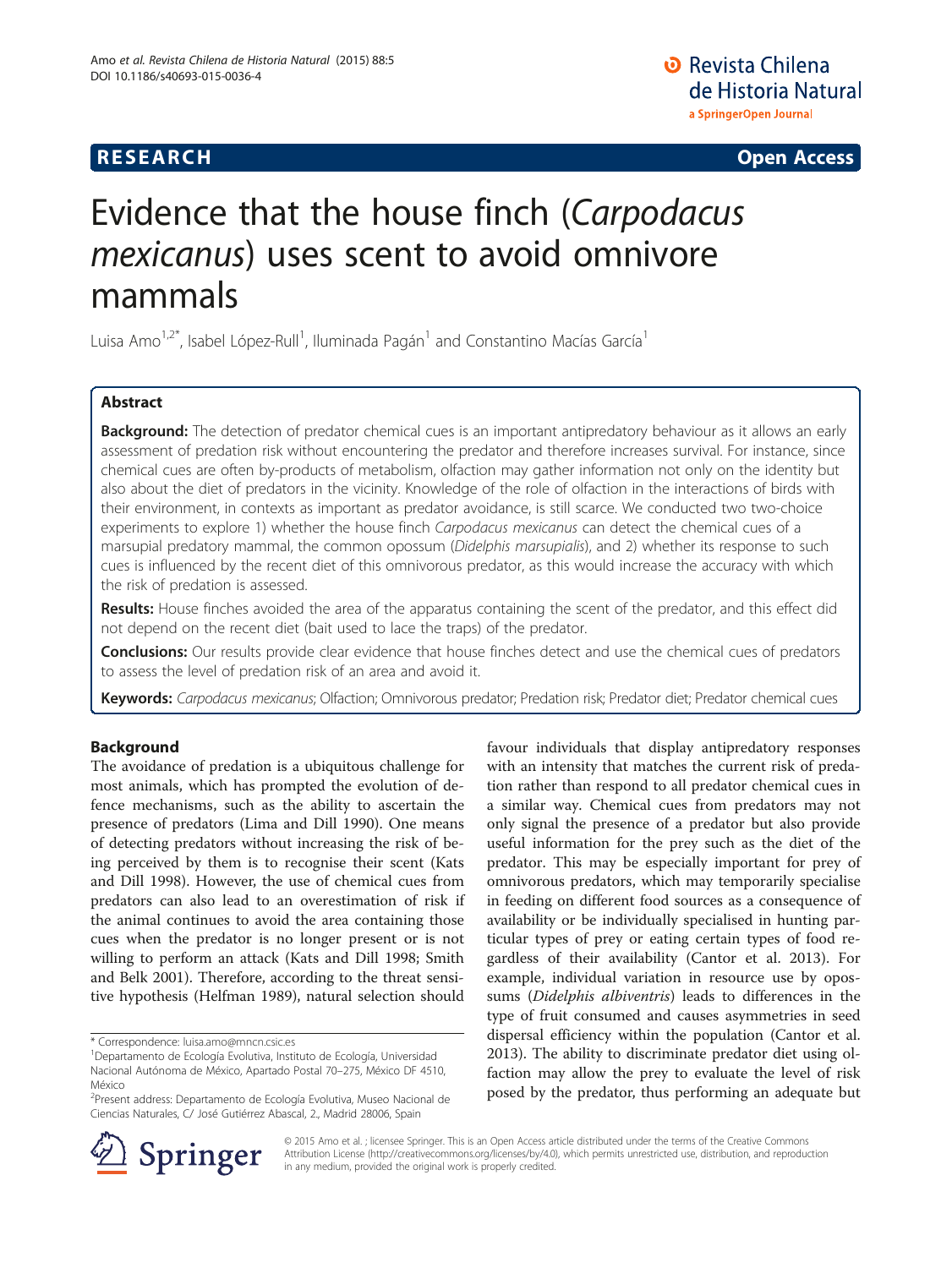RESEARCH Open Access

# Evidence that the house finch (*Carpodacus mexicanus*) uses scent to avoid omnivore mammals

Luisa Amo[1,2*], Isabel López-Rull[1], Iluminada Pagán[1] and Constantino Macías García[1]

## Abstract

**Background:** The detection of predator chemical cues is an important antipredatory behaviour as it allows an early assessment of predation risk without encountering the predator and therefore increases survival. For instance, since chemical cues are often by-products of metabolism, olfaction may gather information not only on the identity but also about the diet of predators in the vicinity. Knowledge of the role of olfaction in the interactions of birds with their environment, in contexts as important as predator avoidance, is still scarce. We conducted two two-choice experiments to explore 1) whether the house finch *Carpodacus mexicanus* can detect the chemical cues of a marsupial predatory mammal, the common opossum (*Didelphis marsupialis*), and 2) whether its response to such cues is influenced by the recent diet of this omnivorous predator, as this would increase the accuracy with which the risk of predation is assessed.

**Results:** House finches avoided the area of the apparatus containing the scent of the predator, and this effect did not depend on the recent diet (bait used to lace the traps) of the predator.

**Conclusions:** Our results provide clear evidence that house finches detect and use the chemical cues of predators to assess the level of predation risk of an area and avoid it.

**Keywords:** *Carpodacus mexicanus*; Olfaction; Omnivorous predator; Predation risk; Predator diet; Predator chemical cues

## Background

The avoidance of predation is a ubiquitous challenge for most animals, which has prompted the evolution of defence mechanisms, such as the ability to ascertain the presence of predators (Lima and Dill 1990). One means of detecting predators without increasing the risk of being perceived by them is to recognise their scent (Kats and Dill 1998). However, the use of chemical cues from predators can also lead to an overestimation of risk if the animal continues to avoid the area containing those cues when the predator is no longer present or is not willing to perform an attack (Kats and Dill 1998; Smith and Belk 2001). Therefore, according to the threat sensitive hypothesis (Helfman 1989), natural selection should favour individuals that display antipredatory responses with an intensity that matches the current risk of predation rather than respond to all predator chemical cues in a similar way. Chemical cues from predators may not only signal the presence of a predator but also provide useful information for the prey such as the diet of the predator. This may be especially important for prey of omnivorous predators, which may temporarily specialise in feeding on different food sources as a consequence of availability or be individually specialised in hunting particular types of prey or eating certain types of food regardless of their availability (Cantor et al. 2013). For example, individual variation in resource use by opossums (*Didelphis albiventris*) leads to differences in the type of fruit consumed and causes asymmetries in seed dispersal efficiency within the population (Cantor et al. 2013). The ability to discriminate predator diet using olfaction may allow the prey to evaluate the level of risk posed by the predator, thus performing an adequate but

\* Correspondence: luisa.amo@mncn.csic.es
[1]Departamento de Ecología Evolutiva, Instituto de Ecología, Universidad Nacional Autónoma de México, Apartado Postal 70–275, México DF 4510, México
[2]Present address: Departamento de Ecología Evolutiva, Museo Nacional de Ciencias Naturales, C/ José Gutiérrez Abascal, 2., Madrid 28006, Spain

© 2015 Amo et al.; licensee Springer. This is an Open Access article distributed under the terms of the Creative Commons Attribution License (http://creativecommons.org/licenses/by/4.0), which permits unrestricted use, distribution, and reproduction in any medium, provided the original work is properly credited.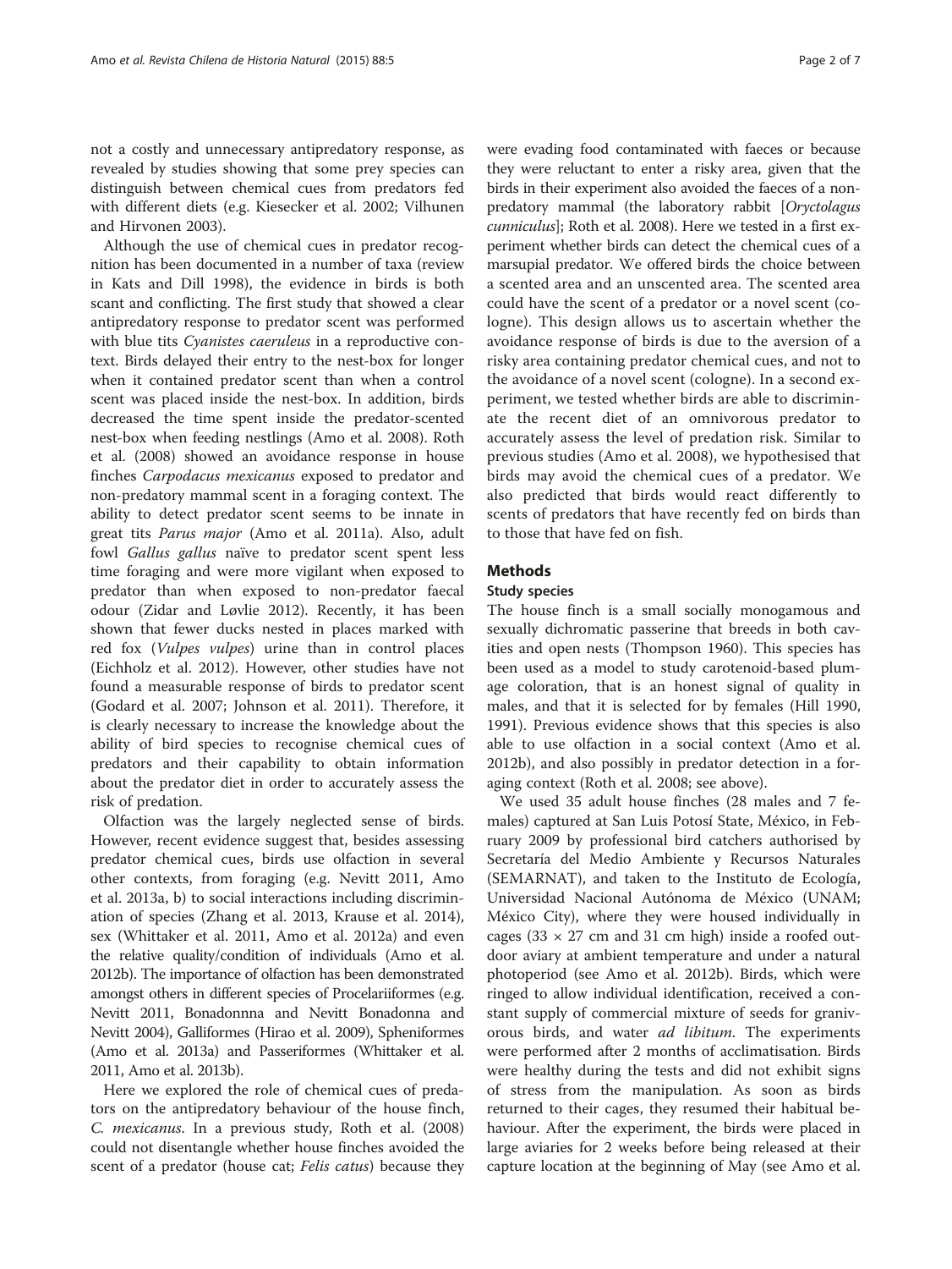not a costly and unnecessary antipredatory response, as revealed by studies showing that some prey species can distinguish between chemical cues from predators fed with different diets (e.g. Kiesecker et al. 2002; Vilhunen and Hirvonen 2003).

Although the use of chemical cues in predator recognition has been documented in a number of taxa (review in Kats and Dill 1998), the evidence in birds is both scant and conflicting. The first study that showed a clear antipredatory response to predator scent was performed with blue tits *Cyanistes caeruleus* in a reproductive context. Birds delayed their entry to the nest-box for longer when it contained predator scent than when a control scent was placed inside the nest-box. In addition, birds decreased the time spent inside the predator-scented nest-box when feeding nestlings (Amo et al. 2008). Roth et al. (2008) showed an avoidance response in house finches *Carpodacus mexicanus* exposed to predator and non-predatory mammal scent in a foraging context. The ability to detect predator scent seems to be innate in great tits *Parus major* (Amo et al. 2011a). Also, adult fowl *Gallus gallus* naïve to predator scent spent less time foraging and were more vigilant when exposed to predator than when exposed to non-predator faecal odour (Zidar and Løvlie 2012). Recently, it has been shown that fewer ducks nested in places marked with red fox (*Vulpes vulpes*) urine than in control places (Eichholz et al. 2012). However, other studies have not found a measurable response of birds to predator scent (Godard et al. 2007; Johnson et al. 2011). Therefore, it is clearly necessary to increase the knowledge about the ability of bird species to recognise chemical cues of predators and their capability to obtain information about the predator diet in order to accurately assess the risk of predation.

Olfaction was the largely neglected sense of birds. However, recent evidence suggest that, besides assessing predator chemical cues, birds use olfaction in several other contexts, from foraging (e.g. Nevitt 2011, Amo et al. 2013a, b) to social interactions including discrimination of species (Zhang et al. 2013, Krause et al. 2014), sex (Whittaker et al. 2011, Amo et al. 2012a) and even the relative quality/condition of individuals (Amo et al. 2012b). The importance of olfaction has been demonstrated amongst others in different species of Procellariiformes (e.g. Nevitt 2011, Bonadonnna and Nevitt Bonadonna and Nevitt 2004), Galliformes (Hirao et al. 2009), Spheniformes (Amo et al. 2013a) and Passeriformes (Whittaker et al. 2011, Amo et al. 2013b).

Here we explored the role of chemical cues of predators on the antipredatory behaviour of the house finch, *C. mexicanus*. In a previous study, Roth et al. (2008) could not disentangle whether house finches avoided the scent of a predator (house cat; *Felis catus*) because they were evading food contaminated with faeces or because they were reluctant to enter a risky area, given that the birds in their experiment also avoided the faeces of a non-predatory mammal (the laboratory rabbit [*Oryctolagus cunniculus*]; Roth et al. 2008). Here we tested in a first experiment whether birds can detect the chemical cues of a marsupial predator. We offered birds the choice between a scented area and an unscented area. The scented area could have the scent of a predator or a novel scent (cologne). This design allows us to ascertain whether the avoidance response of birds is due to the aversion of a risky area containing predator chemical cues, and not to the avoidance of a novel scent (cologne). In a second experiment, we tested whether birds are able to discriminate the recent diet of an omnivorous predator to accurately assess the level of predation risk. Similar to previous studies (Amo et al. 2008), we hypothesised that birds may avoid the chemical cues of a predator. We also predicted that birds would react differently to scents of predators that have recently fed on birds than to those that have fed on fish.

## Methods

### Study species

The house finch is a small socially monogamous and sexually dichromatic passerine that breeds in both cavities and open nests (Thompson 1960). This species has been used as a model to study carotenoid-based plumage coloration, that is an honest signal of quality in males, and that it is selected for by females (Hill 1990, 1991). Previous evidence shows that this species is also able to use olfaction in a social context (Amo et al. 2012b), and also possibly in predator detection in a foraging context (Roth et al. 2008; see above).

We used 35 adult house finches (28 males and 7 females) captured at San Luis Potosí State, México, in February 2009 by professional bird catchers authorised by Secretaría del Medio Ambiente y Recursos Naturales (SEMARNAT), and taken to the Instituto de Ecología, Universidad Nacional Autónoma de México (UNAM; México City), where they were housed individually in cages (33 × 27 cm and 31 cm high) inside a roofed outdoor aviary at ambient temperature and under a natural photoperiod (see Amo et al. 2012b). Birds, which were ringed to allow individual identification, received a constant supply of commercial mixture of seeds for granivorous birds, and water *ad libitum*. The experiments were performed after 2 months of acclimatisation. Birds were healthy during the tests and did not exhibit signs of stress from the manipulation. As soon as birds returned to their cages, they resumed their habitual behaviour. After the experiment, the birds were placed in large aviaries for 2 weeks before being released at their capture location at the beginning of May (see Amo et al.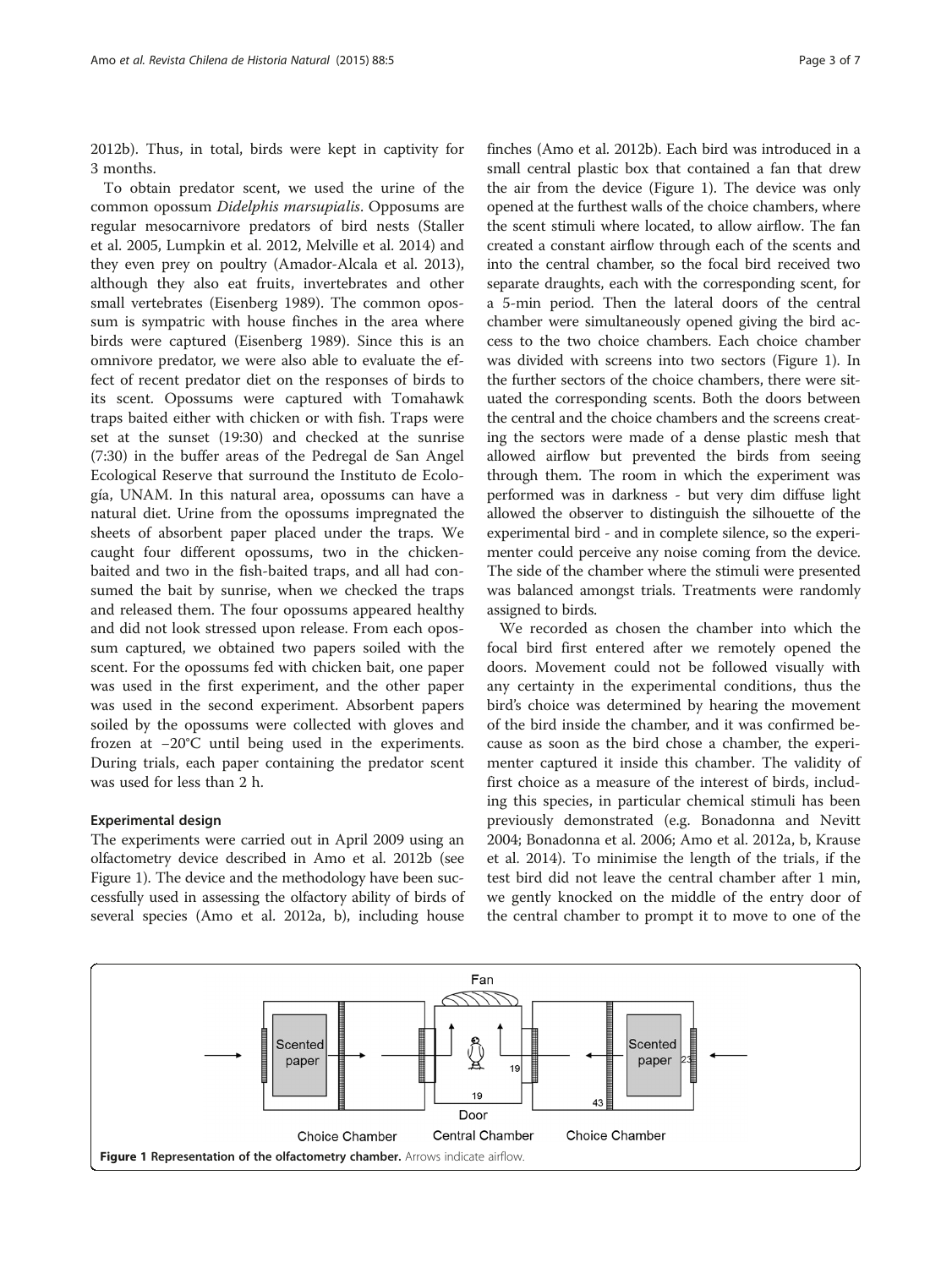2012b). Thus, in total, birds were kept in captivity for 3 months.

To obtain predator scent, we used the urine of the common opossum *Didelphis marsupialis*. Opposums are regular mesocarnivore predators of bird nests (Staller et al. 2005, Lumpkin et al. 2012, Melville et al. 2014) and they even prey on poultry (Amador-Alcala et al. 2013), although they also eat fruits, invertebrates and other small vertebrates (Eisenberg 1989). The common opossum is sympatric with house finches in the area where birds were captured (Eisenberg 1989). Since this is an omnivore predator, we were also able to evaluate the effect of recent predator diet on the responses of birds to its scent. Opossums were captured with Tomahawk traps baited either with chicken or with fish. Traps were set at the sunset (19:30) and checked at the sunrise (7:30) in the buffer areas of the Pedregal de San Angel Ecological Reserve that surround the Instituto de Ecología, UNAM. In this natural area, opossums can have a natural diet. Urine from the opossums impregnated the sheets of absorbent paper placed under the traps. We caught four different opossums, two in the chicken-baited and two in the fish-baited traps, and all had consumed the bait by sunrise, when we checked the traps and released them. The four opossums appeared healthy and did not look stressed upon release. From each opossum captured, we obtained two papers soiled with the scent. For the opossums fed with chicken bait, one paper was used in the first experiment, and the other paper was used in the second experiment. Absorbent papers soiled by the opossums were collected with gloves and frozen at −20°C until being used in the experiments. During trials, each paper containing the predator scent was used for less than 2 h.

### Experimental design

The experiments were carried out in April 2009 using an olfactometry device described in Amo et al. 2012b (see Figure 1). The device and the methodology have been successfully used in assessing the olfactory ability of birds of several species (Amo et al. 2012a, b), including house finches (Amo et al. 2012b). Each bird was introduced in a small central plastic box that contained a fan that drew the air from the device (Figure 1). The device was only opened at the furthest walls of the choice chambers, where the scent stimuli where located, to allow airflow. The fan created a constant airflow through each of the scents and into the central chamber, so the focal bird received two separate draughts, each with the corresponding scent, for a 5-min period. Then the lateral doors of the central chamber were simultaneously opened giving the bird access to the two choice chambers. Each choice chamber was divided with screens into two sectors (Figure 1). In the further sectors of the choice chambers, there were situated the corresponding scents. Both the doors between the central and the choice chambers and the screens creating the sectors were made of a dense plastic mesh that allowed airflow but prevented the birds from seeing through them. The room in which the experiment was performed was in darkness - but very dim diffuse light allowed the observer to distinguish the silhouette of the experimental bird - and in complete silence, so the experimenter could perceive any noise coming from the device. The side of the chamber where the stimuli were presented was balanced amongst trials. Treatments were randomly assigned to birds.

We recorded as chosen the chamber into which the focal bird first entered after we remotely opened the doors. Movement could not be followed visually with any certainty in the experimental conditions, thus the bird's choice was determined by hearing the movement of the bird inside the chamber, and it was confirmed because as soon as the bird chose a chamber, the experimenter captured it inside this chamber. The validity of first choice as a measure of the interest of birds, including this species, in particular chemical stimuli has been previously demonstrated (e.g. Bonadonna and Nevitt 2004; Bonadonna et al. 2006; Amo et al. 2012a, b, Krause et al. 2014). To minimise the length of the trials, if the test bird did not leave the central chamber after 1 min, we gently knocked on the middle of the entry door of the central chamber to prompt it to move to one of the

**Figure 1 Representation of the olfactometry chamber.** Arrows indicate airflow.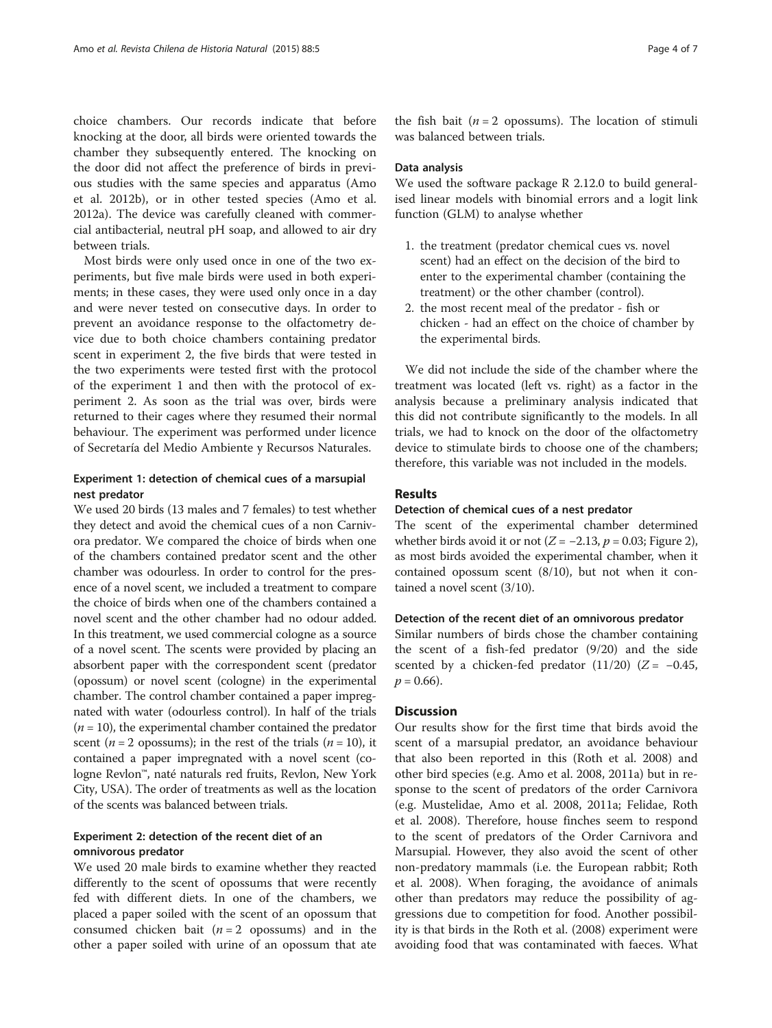choice chambers. Our records indicate that before knocking at the door, all birds were oriented towards the chamber they subsequently entered. The knocking on the door did not affect the preference of birds in previous studies with the same species and apparatus (Amo et al. 2012b), or in other tested species (Amo et al. 2012a). The device was carefully cleaned with commercial antibacterial, neutral pH soap, and allowed to air dry between trials.

Most birds were only used once in one of the two experiments, but five male birds were used in both experiments; in these cases, they were used only once in a day and were never tested on consecutive days. In order to prevent an avoidance response to the olfactometry device due to both choice chambers containing predator scent in experiment 2, the five birds that were tested in the two experiments were tested first with the protocol of the experiment 1 and then with the protocol of experiment 2. As soon as the trial was over, birds were returned to their cages where they resumed their normal behaviour. The experiment was performed under licence of Secretaría del Medio Ambiente y Recursos Naturales.

### Experiment 1: detection of chemical cues of a marsupial nest predator

We used 20 birds (13 males and 7 females) to test whether they detect and avoid the chemical cues of a non Carnivora predator. We compared the choice of birds when one of the chambers contained predator scent and the other chamber was odourless. In order to control for the presence of a novel scent, we included a treatment to compare the choice of birds when one of the chambers contained a novel scent and the other chamber had no odour added. In this treatment, we used commercial cologne as a source of a novel scent. The scents were provided by placing an absorbent paper with the correspondent scent (predator (opossum) or novel scent (cologne) in the experimental chamber. The control chamber contained a paper impregnated with water (odourless control). In half of the trials ($n = 10$), the experimental chamber contained the predator scent ($n = 2$ opossums); in the rest of the trials ($n = 10$), it contained a paper impregnated with a novel scent (cologne Revlon™, naté naturals red fruits, Revlon, New York City, USA). The order of treatments as well as the location of the scents was balanced between trials.

### Experiment 2: detection of the recent diet of an omnivorous predator

We used 20 male birds to examine whether they reacted differently to the scent of opossums that were recently fed with different diets. In one of the chambers, we placed a paper soiled with the scent of an opossum that consumed chicken bait ($n = 2$ opossums) and in the other a paper soiled with urine of an opossum that ate the fish bait ($n = 2$ opossums). The location of stimuli was balanced between trials.

### Data analysis

We used the software package R 2.12.0 to build generalised linear models with binomial errors and a logit link function (GLM) to analyse whether

1. the treatment (predator chemical cues vs. novel scent) had an effect on the decision of the bird to enter to the experimental chamber (containing the treatment) or the other chamber (control).
2. the most recent meal of the predator - fish or chicken - had an effect on the choice of chamber by the experimental birds.

We did not include the side of the chamber where the treatment was located (left vs. right) as a factor in the analysis because a preliminary analysis indicated that this did not contribute significantly to the models. In all trials, we had to knock on the door of the olfactometry device to stimulate birds to choose one of the chambers; therefore, this variable was not included in the models.

## Results

### Detection of chemical cues of a nest predator

The scent of the experimental chamber determined whether birds avoid it or not ($Z = -2.13$, $p = 0.03$; Figure 2), as most birds avoided the experimental chamber, when it contained opossum scent (8/10), but not when it contained a novel scent (3/10).

### Detection of the recent diet of an omnivorous predator

Similar numbers of birds chose the chamber containing the scent of a fish-fed predator (9/20) and the side scented by a chicken-fed predator (11/20) ($Z = -0.45$, $p = 0.66$).

## Discussion

Our results show for the first time that birds avoid the scent of a marsupial predator, an avoidance behaviour that also been reported in this (Roth et al. 2008) and other bird species (e.g. Amo et al. 2008, 2011a) but in response to the scent of predators of the order Carnivora (e.g. Mustelidae, Amo et al. 2008, 2011a; Felidae, Roth et al. 2008). Therefore, house finches seem to respond to the scent of predators of the Order Carnivora and Marsupial. However, they also avoid the scent of other non-predatory mammals (i.e. the European rabbit; Roth et al. 2008). When foraging, the avoidance of animals other than predators may reduce the possibility of aggressions due to competition for food. Another possibility is that birds in the Roth et al. (2008) experiment were avoiding food that was contaminated with faeces. What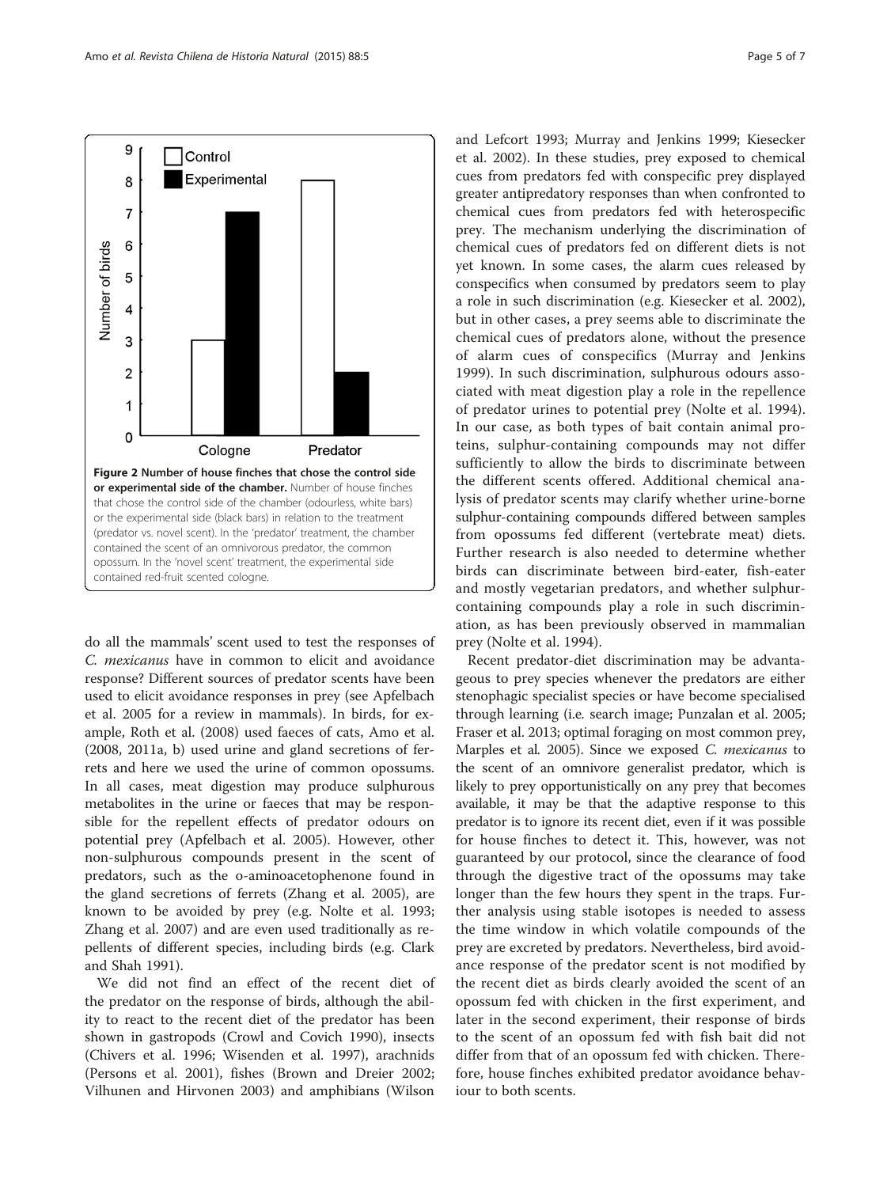**Figure 2 Number of house finches that chose the control side or experimental side of the chamber.** Number of house finches that chose the control side of the chamber (odourless, white bars) or the experimental side (black bars) in relation to the treatment (predator vs. novel scent). In the 'predator' treatment, the chamber contained the scent of an omnivorous predator, the common opossum. In the 'novel scent' treatment, the experimental side contained red-fruit scented cologne.

do all the mammals' scent used to test the responses of *C. mexicanus* have in common to elicit and avoidance response? Different sources of predator scents have been used to elicit avoidance responses in prey (see Apfelbach et al. 2005 for a review in mammals). In birds, for example, Roth et al. (2008) used faeces of cats, Amo et al. (2008, 2011a, b) used urine and gland secretions of ferrets and here we used the urine of common opossums. In all cases, meat digestion may produce sulphurous metabolites in the urine or faeces that may be responsible for the repellent effects of predator odours on potential prey (Apfelbach et al. 2005). However, other non-sulphurous compounds present in the scent of predators, such as the o-aminoacetophenone found in the gland secretions of ferrets (Zhang et al. 2005), are known to be avoided by prey (e.g. Nolte et al. 1993; Zhang et al. 2007) and are even used traditionally as repellents of different species, including birds (e.g. Clark and Shah 1991).

We did not find an effect of the recent diet of the predator on the response of birds, although the ability to react to the recent diet of the predator has been shown in gastropods (Crowl and Covich 1990), insects (Chivers et al. 1996; Wisenden et al. 1997), arachnids (Persons et al. 2001), fishes (Brown and Dreier 2002; Vilhunen and Hirvonen 2003) and amphibians (Wilson and Lefcort 1993; Murray and Jenkins 1999; Kiesecker et al. 2002). In these studies, prey exposed to chemical cues from predators fed with conspecific prey displayed greater antipredatory responses than when confronted to chemical cues from predators fed with heterospecific prey. The mechanism underlying the discrimination of chemical cues of predators fed on different diets is not yet known. In some cases, the alarm cues released by conspecifics when consumed by predators seem to play a role in such discrimination (e.g. Kiesecker et al. 2002), but in other cases, a prey seems able to discriminate the chemical cues of predators alone, without the presence of alarm cues of conspecifics (Murray and Jenkins 1999). In such discrimination, sulphurous odours associated with meat digestion play a role in the repellence of predator urines to potential prey (Nolte et al. 1994). In our case, as both types of bait contain animal proteins, sulphur-containing compounds may not differ sufficiently to allow the birds to discriminate between the different scents offered. Additional chemical analysis of predator scents may clarify whether urine-borne sulphur-containing compounds differed between samples from opossums fed different (vertebrate meat) diets. Further research is also needed to determine whether birds can discriminate between bird-eater, fish-eater and mostly vegetarian predators, and whether sulphur-containing compounds play a role in such discrimination, as has been previously observed in mammalian prey (Nolte et al. 1994).

Recent predator-diet discrimination may be advantageous to prey species whenever the predators are either stenophagic specialist species or have become specialised through learning (i.e. search image; Punzalan et al. 2005; Fraser et al. 2013; optimal foraging on most common prey, Marples et al. 2005). Since we exposed *C. mexicanus* to the scent of an omnivore generalist predator, which is likely to prey opportunistically on any prey that becomes available, it may be that the adaptive response to this predator is to ignore its recent diet, even if it was possible for house finches to detect it. This, however, was not guaranteed by our protocol, since the clearance of food through the digestive tract of the opossums may take longer than the few hours they spent in the traps. Further analysis using stable isotopes is needed to assess the time window in which volatile compounds of the prey are excreted by predators. Nevertheless, bird avoidance response of the predator scent is not modified by the recent diet as birds clearly avoided the scent of an opossum fed with chicken in the first experiment, and later in the second experiment, their response of birds to the scent of an opossum fed with fish bait did not differ from that of an opossum fed with chicken. Therefore, house finches exhibited predator avoidance behaviour to both scents.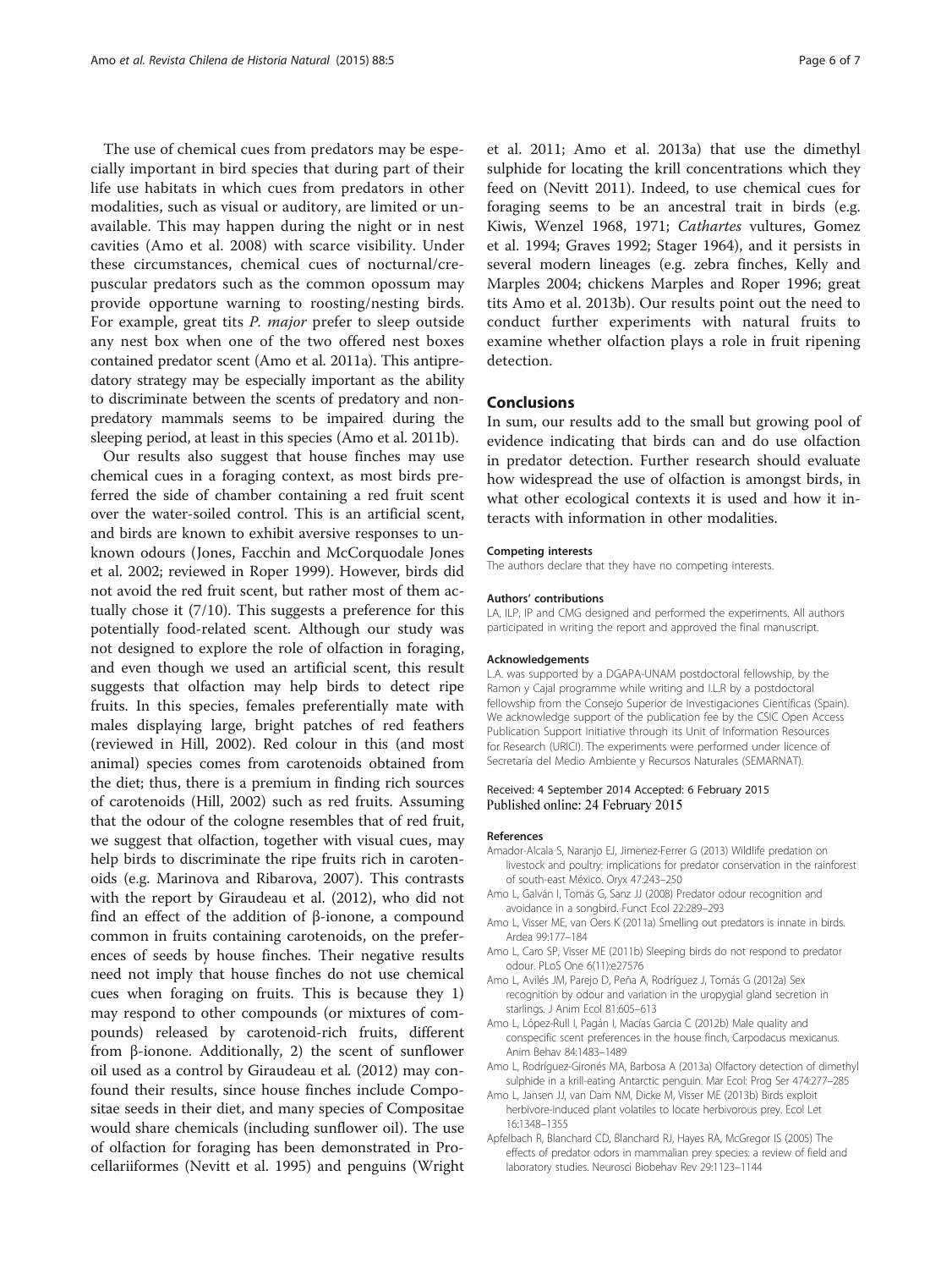The use of chemical cues from predators may be especially important in bird species that during part of their life use habitats in which cues from predators in other modalities, such as visual or auditory, are limited or unavailable. This may happen during the night or in nest cavities (Amo et al. 2008) with scarce visibility. Under these circumstances, chemical cues of nocturnal/crepuscular predators such as the common opossum may provide opportune warning to roosting/nesting birds. For example, great tits *P. major* prefer to sleep outside any nest box when one of the two offered nest boxes contained predator scent (Amo et al. 2011a). This antipredatory strategy may be especially important as the ability to discriminate between the scents of predatory and nonpredatory mammals seems to be impaired during the sleeping period, at least in this species (Amo et al. 2011b).

Our results also suggest that house finches may use chemical cues in a foraging context, as most birds preferred the side of chamber containing a red fruit scent over the water-soiled control. This is an artificial scent, and birds are known to exhibit aversive responses to unknown odours (Jones, Facchin and McCorquodale Jones et al. 2002; reviewed in Roper 1999). However, birds did not avoid the red fruit scent, but rather most of them actually chose it (7/10). This suggests a preference for this potentially food-related scent. Although our study was not designed to explore the role of olfaction in foraging, and even though we used an artificial scent, this result suggests that olfaction may help birds to detect ripe fruits. In this species, females preferentially mate with males displaying large, bright patches of red feathers (reviewed in Hill, 2002). Red colour in this (and most animal) species comes from carotenoids obtained from the diet; thus, there is a premium in finding rich sources of carotenoids (Hill, 2002) such as red fruits. Assuming that the odour of the cologne resembles that of red fruit, we suggest that olfaction, together with visual cues, may help birds to discriminate the ripe fruits rich in carotenoids (e.g. Marinova and Ribarova, 2007). This contrasts with the report by Giraudeau et al. (2012), who did not find an effect of the addition of β-ionone, a compound common in fruits containing carotenoids, on the preferences of seeds by house finches. Their negative results need not imply that house finches do not use chemical cues when foraging on fruits. This is because they 1) may respond to other compounds (or mixtures of compounds) released by carotenoid-rich fruits, different from β-ionone. Additionally, 2) the scent of sunflower oil used as a control by Giraudeau et al. (2012) may confound their results, since house finches include Compositae seeds in their diet, and many species of Compositae would share chemicals (including sunflower oil). The use of olfaction for foraging has been demonstrated in Procellariiformes (Nevitt et al. 1995) and penguins (Wright et al. 2011; Amo et al. 2013a) that use the dimethyl sulphide for locating the krill concentrations which they feed on (Nevitt 2011). Indeed, to use chemical cues for foraging seems to be an ancestral trait in birds (e.g. Kiwis, Wenzel 1968, 1971; *Cathartes* vultures, Gomez et al. 1994; Graves 1992; Stager 1964), and it persists in several modern lineages (e.g. zebra finches, Kelly and Marples 2004; chickens Marples and Roper 1996; great tits Amo et al. 2013b). Our results point out the need to conduct further experiments with natural fruits to examine whether olfaction plays a role in fruit ripening detection.

## Conclusions

In sum, our results add to the small but growing pool of evidence indicating that birds can and do use olfaction in predator detection. Further research should evaluate how widespread the use of olfaction is amongst birds, in what other ecological contexts it is used and how it interacts with information in other modalities.

#### Competing interests

The authors declare that they have no competing interests.

#### Authors' contributions

LA, ILP, IP and CMG designed and performed the experiments. All authors participated in writing the report and approved the final manuscript.

#### Acknowledgements

L.A. was supported by a DGAPA-UNAM postdoctoral fellowship, by the Ramon y Cajal programme while writing and I.L.R by a postdoctoral fellowship from the Consejo Superior de Investigaciones Científicas (Spain). We acknowledge support of the publication fee by the CSIC Open Access Publication Support Initiative through its Unit of Information Resources for Research (URICI). The experiments were performed under licence of Secretaría del Medio Ambiente y Recursos Naturales (SEMARNAT).

Received: 4 September 2014 Accepted: 6 February 2015
Published online: 24 February 2015

#### References

- Amador-Alcala S, Naranjo EJ, Jimenez-Ferrer G (2013) Wildlife predation on livestock and poultry: implications for predator conservation in the rainforest of south-east México. Oryx 47:243–250
- Amo L, Galván I, Tomás G, Sanz JJ (2008) Predator odour recognition and avoidance in a songbird. Funct Ecol 22:289–293
- Amo L, Visser ME, van Oers K (2011a) Smelling out predators is innate in birds. Ardea 99:177–184
- Amo L, Caro SP, Visser ME (2011b) Sleeping birds do not respond to predator odour. PLoS One 6(11):e27576
- Amo L, Avilés JM, Parejo D, Peña A, Rodríguez J, Tomás G (2012a) Sex recognition by odour and variation in the uropygial gland secretion in starlings. J Anim Ecol 81:605–613
- Amo L, López-Rull I, Pagán I, Macías Garcia C (2012b) Male quality and conspecific scent preferences in the house finch, Carpodacus mexicanus. Anim Behav 84:1483–1489
- Amo L, Rodríguez-Gironés MA, Barbosa A (2013a) Olfactory detection of dimethyl sulphide in a krill-eating Antarctic penguin. Mar Ecol: Prog Ser 474:277–285
- Amo L, Jansen JJ, van Dam NM, Dicke M, Visser ME (2013b) Birds exploit herbivore-induced plant volatiles to locate herbivorous prey. Ecol Let 16:1348–1355
- Apfelbach R, Blanchard CD, Blanchard RJ, Hayes RA, McGregor IS (2005) The effects of predator odors in mammalian prey species: a review of field and laboratory studies. Neurosci Biobehav Rev 29:1123–1144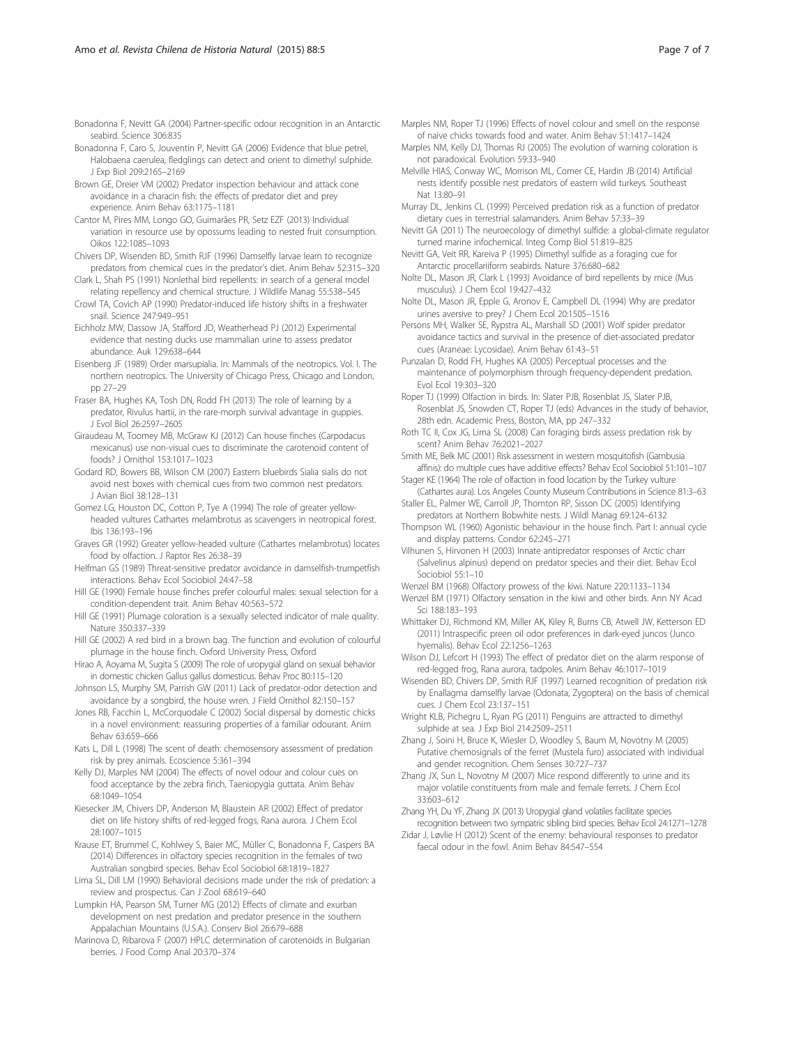Bonadonna F, Nevitt GA (2004) Partner-specific odour recognition in an Antarctic seabird. Science 306:835

Bonadonna F, Caro S, Jouventin P, Nevitt GA (2006) Evidence that blue petrel, Halobaena caerulea, fledglings can detect and orient to dimethyl sulphide. J Exp Biol 209:2165–2169

Brown GE, Dreier VM (2002) Predator inspection behaviour and attack cone avoidance in a characin fish: the effects of predator diet and prey experience. Anim Behav 63:1175–1181

Cantor M, Pires MM, Longo GO, Guimarães PR, Setz EZF (2013) Individual variation in resource use by opossums leading to nested fruit consumption. Oikos 122:1085–1093

Chivers DP, Wisenden BD, Smith RJF (1996) Damselfly larvae learn to recognize predators from chemical cues in the predator's diet. Anim Behav 52:315–320

Clark L, Shah PS (1991) Nonlethal bird repellents: in search of a general model relating repellency and chemical structure. J Wildlife Manag 55:538–545

Crowl TA, Covich AP (1990) Predator-induced life history shifts in a freshwater snail. Science 247:949–951

Eichholz MW, Dassow JA, Stafford JD, Weatherhead PJ (2012) Experimental evidence that nesting ducks use mammalian urine to assess predator abundance. Auk 129:638–644

Eisenberg JF (1989) Order marsupialia. In: Mammals of the neotropics. Vol. I. The northern neotropics. The University of Chicago Press, Chicago and London, pp 27–29

Fraser BA, Hughes KA, Tosh DN, Rodd FH (2013) The role of learning by a predator, Rivulus hartii, in the rare-morph survival advantage in guppies. J Evol Biol 26:2597–2605

Giraudeau M, Toomey MB, McGraw KJ (2012) Can house finches (Carpodacus mexicanus) use non-visual cues to discriminate the carotenoid content of foods? J Ornithol 153:1017–1023

Godard RD, Bowers BB, Wilson CM (2007) Eastern bluebirds Sialia sialis do not avoid nest boxes with chemical cues from two common nest predators. J Avian Biol 38:128–131

Gomez LG, Houston DC, Cotton P, Tye A (1994) The role of greater yellow-headed vultures Cathartes melambrotus as scavengers in neotropical forest. Ibis 136:193–196

Graves GR (1992) Greater yellow-headed vulture (Cathartes melambrotus) locates food by olfaction. J Raptor Res 26:38–39

Helfman GS (1989) Threat-sensitive predator avoidance in damselfish-trumpetfish interactions. Behav Ecol Sociobiol 24:47–58

Hill GE (1990) Female house finches prefer colourful males: sexual selection for a condition-dependent trait. Anim Behav 40:563–572

Hill GE (1991) Plumage coloration is a sexually selected indicator of male quality. Nature 350:337–339

Hill GE (2002) A red bird in a brown bag. The function and evolution of colourful plumage in the house finch. Oxford University Press, Oxford

Hirao A, Aoyama M, Sugita S (2009) The role of uropygial gland on sexual behavior in domestic chicken Gallus gallus domesticus. Behav Proc 80:115–120

Johnson LS, Murphy SM, Parrish GW (2011) Lack of predator-odor detection and avoidance by a songbird, the house wren. J Field Ornithol 82:150–157

Jones RB, Facchin L, McCorquodale C (2002) Social dispersal by domestic chicks in a novel environment: reassuring properties of a familiar odourant. Anim Behav 63:659–666

Kats L, Dill L (1998) The scent of death: chemosensory assessment of predation risk by prey animals. Ecoscience 5:361–394

Kelly DJ, Marples NM (2004) The effects of novel odour and colour cues on food acceptance by the zebra finch, Taeniopygia guttata. Anim Behav 68:1049–1054

Kiesecker JM, Chivers DP, Anderson M, Blaustein AR (2002) Effect of predator diet on life history shifts of red-legged frogs, Rana aurora. J Chem Ecol 28:1007–1015

Krause ET, Brummel C, Kohlwey S, Baier MC, Müller C, Bonadonna F, Caspers BA (2014) Differences in olfactory species recognition in the females of two Australian songbird species. Behav Ecol Sociobiol 68:1819–1827

Lima SL, Dill LM (1990) Behavioral decisions made under the risk of predation: a review and prospectus. Can J Zool 68:619–640

Lumpkin HA, Pearson SM, Turner MG (2012) Effects of climate and exurban development on nest predation and predator presence in the southern Appalachian Mountains (U.S.A.). Conserv Biol 26:679–688

Marinova D, Ribarova F (2007) HPLC determination of carotenoids in Bulgarian berries. J Food Comp Anal 20:370–374

Marples NM, Roper TJ (1996) Effects of novel colour and smell on the response of naive chicks towards food and water. Anim Behav 51:1417–1424

Marples NM, Kelly DJ, Thomas RJ (2005) The evolution of warning coloration is not paradoxical. Evolution 59:33–940

Melville HIAS, Conway WC, Morrison ML, Comer CE, Hardin JB (2014) Artificial nests identify possible nest predators of eastern wild turkeys. Southeast Nat 13:80–91

Murray DL, Jenkins CL (1999) Perceived predation risk as a function of predator dietary cues in terrestrial salamanders. Anim Behav 57:33–39

Nevitt GA (2011) The neuroecology of dimethyl sulfide: a global-climate regulator turned marine infochemical. Integ Comp Biol 51:819–825

Nevitt GA, Veit RR, Kareiva P (1995) Dimethyl sulfide as a foraging cue for Antarctic procellariiform seabirds. Nature 376:680–682

Nolte DL, Mason JR, Clark L (1993) Avoidance of bird repellents by mice (Mus musculus). J Chem Ecol 19:427–432

Nolte DL, Mason JR, Epple G, Aronov E, Campbell DL (1994) Why are predator urines aversive to prey? J Chem Ecol 20:1505–1516

Persons MH, Walker SE, Rypstra AL, Marshall SD (2001) Wolf spider predator avoidance tactics and survival in the presence of diet-associated predator cues (Araneae: Lycosidae). Anim Behav 61:43–51

Punzalan D, Rodd FH, Hughes KA (2005) Perceptual processes and the maintenance of polymorphism through frequency-dependent predation. Evol Ecol 19:303–320

Roper TJ (1999) Olfaction in birds. In: Slater PJB, Rosenblat JS, Slater PJB, Rosenblat JS, Snowden CT, Roper TJ (eds) Advances in the study of behavior, 28th edn. Academic Press, Boston, MA, pp 247–332

Roth TC II, Cox JG, Lima SL (2008) Can foraging birds assess predation risk by scent? Anim Behav 76:2021–2027

Smith ME, Belk MC (2001) Risk assessment in western mosquitofish (Gambusia affinis): do multiple cues have additive effects? Behav Ecol Sociobiol 51:101–107

Stager KE (1964) The role of olfaction in food location by the Turkey vulture (Cathartes aura). Los Angeles County Museum Contributions in Science 81:3–63

Staller EL, Palmer WE, Carroll JP, Thornton RP, Sisson DC (2005) Identifying predators at Northern Bobwhite nests. J Wildl Manag 69:124–6132

Thompson WL (1960) Agonistic behaviour in the house finch. Part I: annual cycle and display patterns. Condor 62:245–271

Vilhunen S, Hirvonen H (2003) Innate antipredator responses of Arctic charr (Salvelinus alpinus) depend on predator species and their diet. Behav Ecol Sociobiol 55:1–10

Wenzel BM (1968) Olfactory prowess of the kiwi. Nature 220:1133–1134

Wenzel BM (1971) Olfactory sensation in the kiwi and other birds. Ann NY Acad Sci 188:183–193

Whittaker DJ, Richmond KM, Miller AK, Kiley R, Burns CB, Atwell JW, Ketterson ED (2011) Intraspecific preen oil odor preferences in dark-eyed juncos (Junco hyemalis). Behav Ecol 22:1256–1263

Wilson DJ, Lefcort H (1993) The effect of predator diet on the alarm response of red-legged frog, Rana aurora, tadpoles. Anim Behav 46:1017–1019

Wisenden BD, Chivers DP, Smith RJF (1997) Learned recognition of predation risk by Enallagma damselfly larvae (Odonata, Zygoptera) on the basis of chemical cues. J Chem Ecol 23:137–151

Wright KLB, Pichegru L, Ryan PG (2011) Penguins are attracted to dimethyl sulphide at sea. J Exp Biol 214:2509–2511

Zhang J, Soini H, Bruce K, Wiesler D, Woodley S, Baum M, Novotny M (2005) Putative chemosignals of the ferret (Mustela furo) associated with individual and gender recognition. Chem Senses 30:727–737

Zhang JX, Sun L, Novotny M (2007) Mice respond differently to urine and its major volatile constituents from male and female ferrets. J Chem Ecol 33:603–612

Zhang YH, Du YF, Zhang JX (2013) Uropygial gland volatiles facilitate species recognition between two sympatric sibling bird species. Behav Ecol 24:1271–1278

Zidar J, Løvlie H (2012) Scent of the enemy: behavioural responses to predator faecal odour in the fowl. Anim Behav 84:547–554